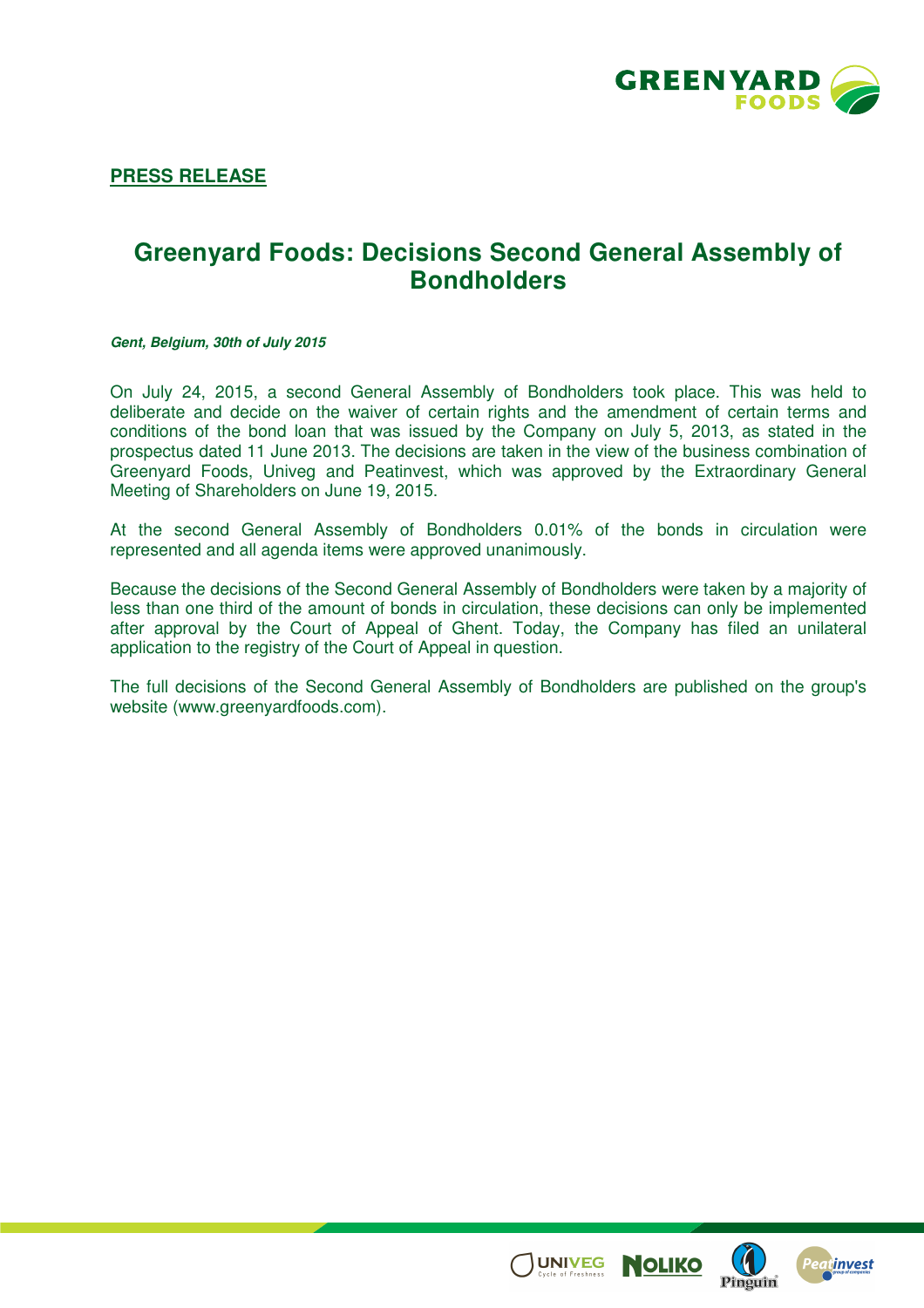**PRESS RELEASE**

# Greenyard Foods: Decisions Second General Assembly of Bondholders

***Gent, Belgium, 30th of July 2015***

On July 24, 2015, a second General Assembly of Bondholders took place. This was held to deliberate and decide on the waiver of certain rights and the amendment of certain terms and conditions of the bond loan that was issued by the Company on July 5, 2013, as stated in the prospectus dated 11 June 2013. The decisions are taken in the view of the business combination of Greenyard Foods, Univeg and Peatinvest, which was approved by the Extraordinary General Meeting of Shareholders on June 19, 2015.

At the second General Assembly of Bondholders 0.01% of the bonds in circulation were represented and all agenda items were approved unanimously.

Because the decisions of the Second General Assembly of Bondholders were taken by a majority of less than one third of the amount of bonds in circulation, these decisions can only be implemented after approval by the Court of Appeal of Ghent. Today, the Company has filed an unilateral application to the registry of the Court of Appeal in question.

The full decisions of the Second General Assembly of Bondholders are published on the group's website (www.greenyardfoods.com).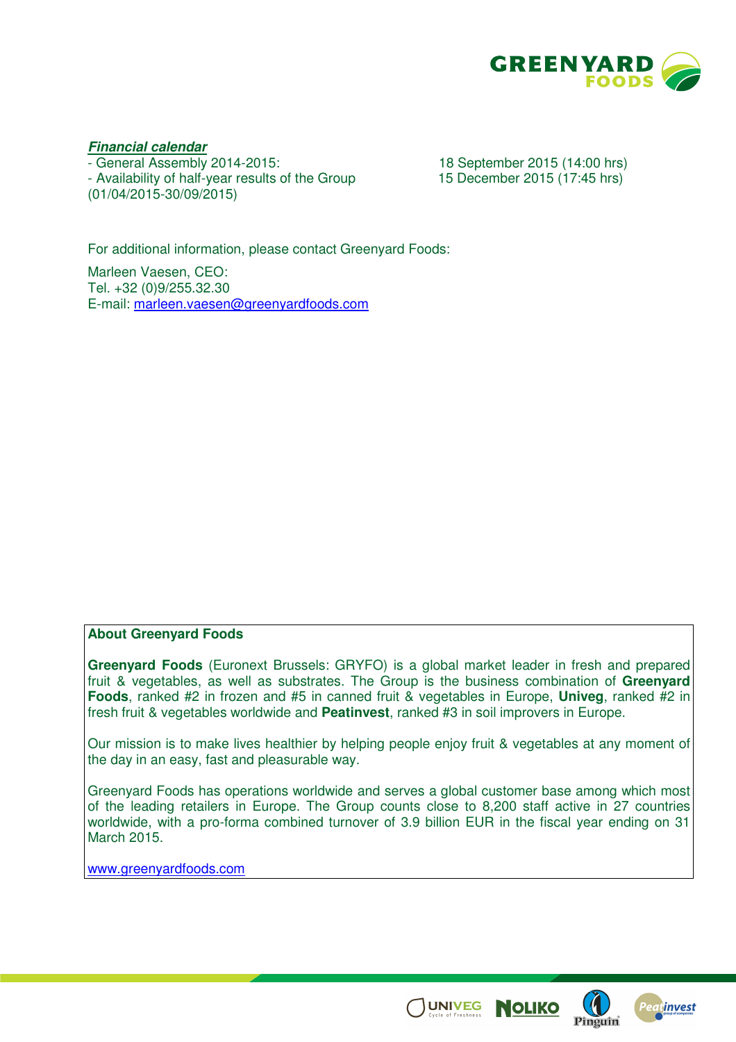***Financial calendar***

- General Assembly 2014-2015: 18 September 2015 (14:00 hrs)
- Availability of half-year results of the Group (01/04/2015-30/09/2015) 15 December 2015 (17:45 hrs)

For additional information, please contact Greenyard Foods:

Marleen Vaesen, CEO:
Tel. +32 (0)9/255.32.30
E-mail: marleen.vaesen@greenyardfoods.com

**About Greenyard Foods**

**Greenyard Foods** (Euronext Brussels: GRYFO) is a global market leader in fresh and prepared fruit & vegetables, as well as substrates. The Group is the business combination of **Greenyard Foods**, ranked #2 in frozen and #5 in canned fruit & vegetables in Europe, **Univeg**, ranked #2 in fresh fruit & vegetables worldwide and **Peatinvest**, ranked #3 in soil improvers in Europe.

Our mission is to make lives healthier by helping people enjoy fruit & vegetables at any moment of the day in an easy, fast and pleasurable way.

Greenyard Foods has operations worldwide and serves a global customer base among which most of the leading retailers in Europe. The Group counts close to 8,200 staff active in 27 countries worldwide, with a pro-forma combined turnover of 3.9 billion EUR in the fiscal year ending on 31 March 2015.

www.greenyardfoods.com